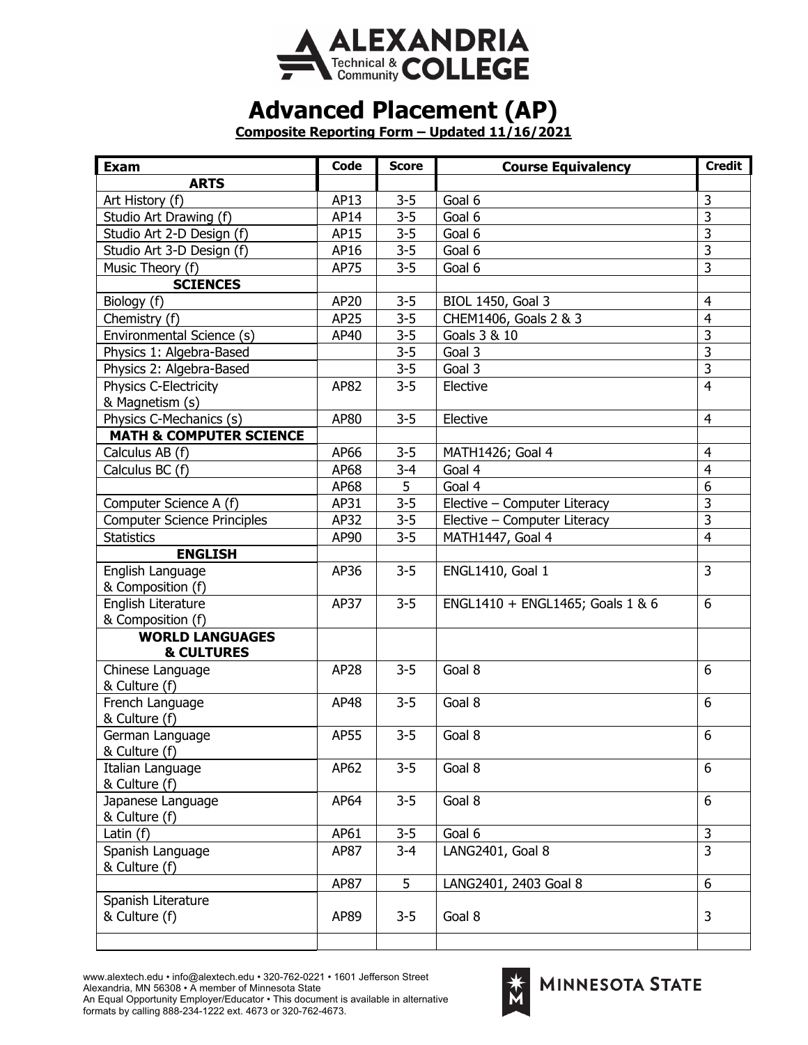# ALEXANDRIA Technical & Community COLLEGE

# Advanced Placement (AP)

**Composite Reporting Form – Updated 11/16/2021**

| Exam | Code | Score | Course Equivalency | Credit |
|---|---|---|---|---|
| **ARTS** | | | | |
| Art History (f) | AP13 | 3-5 | Goal 6 | 3 |
| Studio Art Drawing (f) | AP14 | 3-5 | Goal 6 | 3 |
| Studio Art 2-D Design (f) | AP15 | 3-5 | Goal 6 | 3 |
| Studio Art 3-D Design (f) | AP16 | 3-5 | Goal 6 | 3 |
| Music Theory (f) | AP75 | 3-5 | Goal 6 | 3 |
| **SCIENCES** | | | | |
| Biology (f) | AP20 | 3-5 | BIOL 1450, Goal 3 | 4 |
| Chemistry (f) | AP25 | 3-5 | CHEM1406, Goals 2 & 3 | 4 |
| Environmental Science (s) | AP40 | 3-5 | Goals 3 & 10 | 3 |
| Physics 1: Algebra-Based | | 3-5 | Goal 3 | 3 |
| Physics 2: Algebra-Based | | 3-5 | Goal 3 | 3 |
| Physics C-Electricity & Magnetism (s) | AP82 | 3-5 | Elective | 4 |
| Physics C-Mechanics (s) | AP80 | 3-5 | Elective | 4 |
| **MATH & COMPUTER SCIENCE** | | | | |
| Calculus AB (f) | AP66 | 3-5 | MATH1426; Goal 4 | 4 |
| Calculus BC (f) | AP68 | 3-4 | Goal 4 | 4 |
| | AP68 | 5 | Goal 4 | 6 |
| Computer Science A (f) | AP31 | 3-5 | Elective – Computer Literacy | 3 |
| Computer Science Principles | AP32 | 3-5 | Elective – Computer Literacy | 3 |
| Statistics | AP90 | 3-5 | MATH1447, Goal 4 | 4 |
| **ENGLISH** | | | | |
| English Language & Composition (f) | AP36 | 3-5 | ENGL1410, Goal 1 | 3 |
| English Literature & Composition (f) | AP37 | 3-5 | ENGL1410 + ENGL1465; Goals 1 & 6 | 6 |
| **WORLD LANGUAGES & CULTURES** | | | | |
| Chinese Language & Culture (f) | AP28 | 3-5 | Goal 8 | 6 |
| French Language & Culture (f) | AP48 | 3-5 | Goal 8 | 6 |
| German Language & Culture (f) | AP55 | 3-5 | Goal 8 | 6 |
| Italian Language & Culture (f) | AP62 | 3-5 | Goal 8 | 6 |
| Japanese Language & Culture (f) | AP64 | 3-5 | Goal 8 | 6 |
| Latin (f) | AP61 | 3-5 | Goal 6 | 3 |
| Spanish Language & Culture (f) | AP87 | 3-4 | LANG2401, Goal 8 | 3 |
| | AP87 | 5 | LANG2401, 2403 Goal 8 | 6 |
| Spanish Literature & Culture (f) | AP89 | 3-5 | Goal 8 | 3 |
| | | | | |

www.alextech.edu • info@alextech.edu • 320-762-0221 • 1601 Jefferson Street
Alexandria, MN 56308 • A member of Minnesota State
An Equal Opportunity Employer/Educator • This document is available in alternative formats by calling 888-234-1222 ext. 4673 or 320-762-4673.

MINNESOTA STATE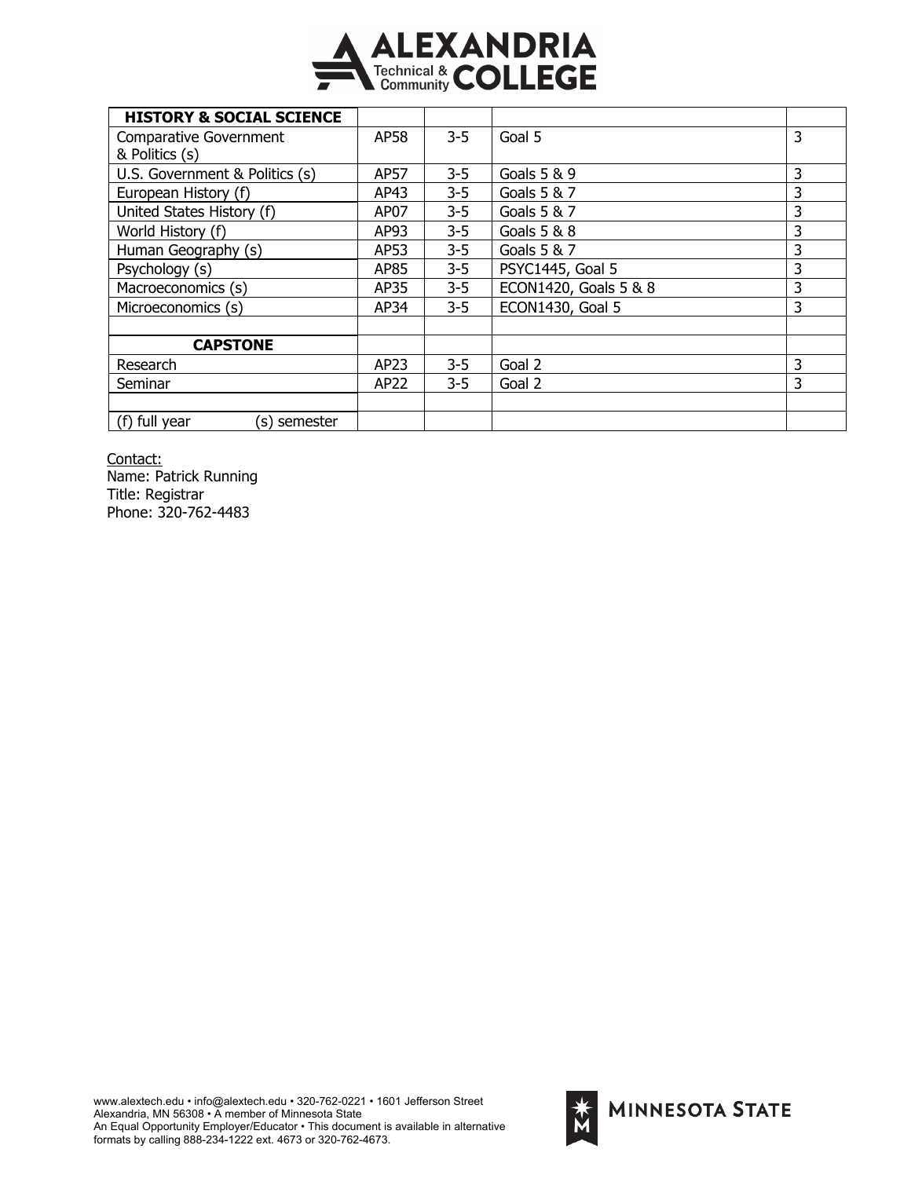| | | | | |
|---|---|---|---|---|
| **HISTORY & SOCIAL SCIENCE** | | | | |
| Comparative Government & Politics (s) | AP58 | 3-5 | Goal 5 | 3 |
| U.S. Government & Politics (s) | AP57 | 3-5 | Goals 5 & 9 | 3 |
| European History (f) | AP43 | 3-5 | Goals 5 & 7 | 3 |
| United States History (f) | AP07 | 3-5 | Goals 5 & 7 | 3 |
| World History (f) | AP93 | 3-5 | Goals 5 & 8 | 3 |
| Human Geography (s) | AP53 | 3-5 | Goals 5 & 7 | 3 |
| Psychology (s) | AP85 | 3-5 | PSYC1445, Goal 5 | 3 |
| Macroeconomics (s) | AP35 | 3-5 | ECON1420, Goals 5 & 8 | 3 |
| Microeconomics (s) | AP34 | 3-5 | ECON1430, Goal 5 | 3 |
| | | | | |
| **CAPSTONE** | | | | |
| Research | AP23 | 3-5 | Goal 2 | 3 |
| Seminar | AP22 | 3-5 | Goal 2 | 3 |
| | | | | |
| (f) full year (s) semester | | | | |

Contact:
Name: Patrick Running
Title: Registrar
Phone: 320-762-4483

www.alextech.edu • info@alextech.edu • 320-762-0221 • 1601 Jefferson Street
Alexandria, MN 56308 • A member of Minnesota State
An Equal Opportunity Employer/Educator • This document is available in alternative formats by calling 888-234-1222 ext. 4673 or 320-762-4673.